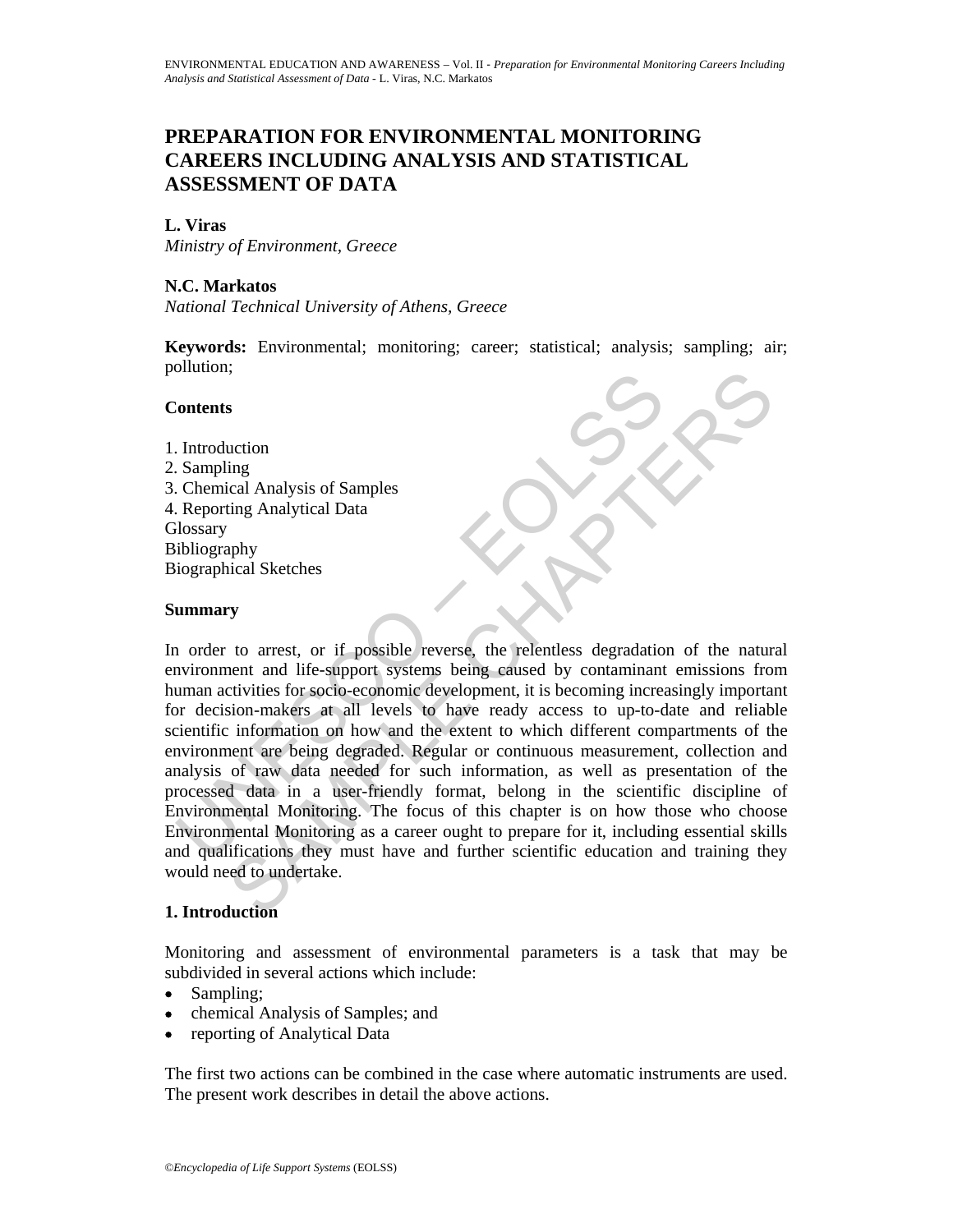# PREPARATION FOR ENVIRONMENTAL MONITORING CAREERS INCLUDING ANALYSIS AND STATISTICAL ASSESSMENT OF DATA

**L. Viras**
*Ministry of Environment, Greece*

**N.C. Markatos**
*National Technical University of Athens, Greece*

**Keywords:** Environmental; monitoring; career; statistical; analysis; sampling; air; pollution;

## Contents

1. Introduction
2. Sampling
3. Chemical Analysis of Samples
4. Reporting Analytical Data

Glossary
Bibliography
Biographical Sketches

## Summary

In order to arrest, or if possible reverse, the relentless degradation of the natural environment and life-support systems being caused by contaminant emissions from human activities for socio-economic development, it is becoming increasingly important for decision-makers at all levels to have ready access to up-to-date and reliable scientific information on how and the extent to which different compartments of the environment are being degraded. Regular or continuous measurement, collection and analysis of raw data needed for such information, as well as presentation of the processed data in a user-friendly format, belong in the scientific discipline of Environmental Monitoring. The focus of this chapter is on how those who choose Environmental Monitoring as a career ought to prepare for it, including essential skills and qualifications they must have and further scientific education and training they would need to undertake.

## 1. Introduction

Monitoring and assessment of environmental parameters is a task that may be subdivided in several actions which include:

- Sampling;
- chemical Analysis of Samples; and
- reporting of Analytical Data

The first two actions can be combined in the case where automatic instruments are used. The present work describes in detail the above actions.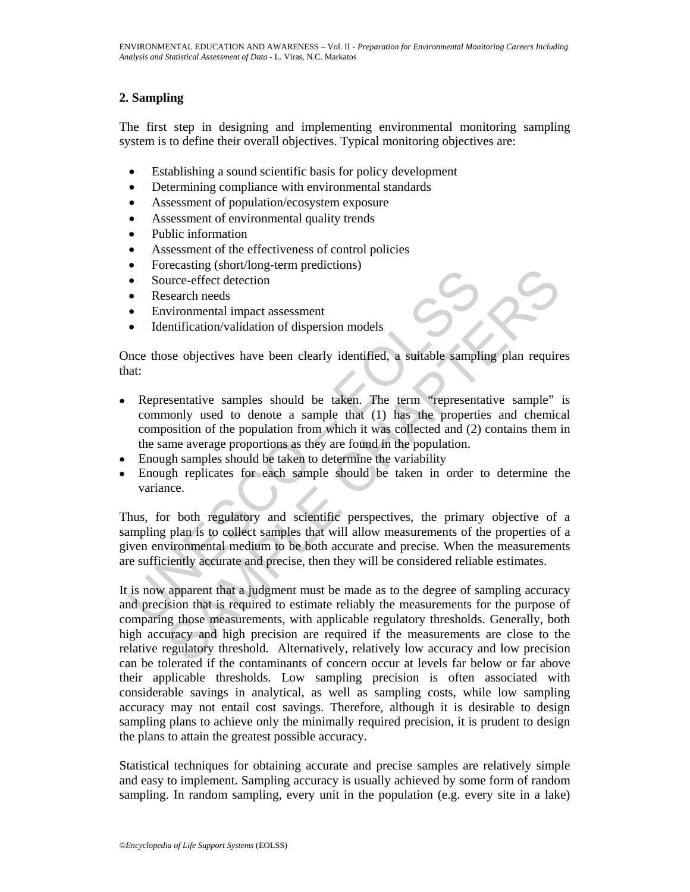## 2. Sampling

The first step in designing and implementing environmental monitoring sampling system is to define their overall objectives. Typical monitoring objectives are:

- Establishing a sound scientific basis for policy development
- Determining compliance with environmental standards
- Assessment of population/ecosystem exposure
- Assessment of environmental quality trends
- Public information
- Assessment of the effectiveness of control policies
- Forecasting (short/long-term predictions)
- Source-effect detection
- Research needs
- Environmental impact assessment
- Identification/validation of dispersion models

Once those objectives have been clearly identified, a suitable sampling plan requires that:

- Representative samples should be taken. The term "representative sample" is commonly used to denote a sample that (1) has the properties and chemical composition of the population from which it was collected and (2) contains them in the same average proportions as they are found in the population.
- Enough samples should be taken to determine the variability
- Enough replicates for each sample should be taken in order to determine the variance.

Thus, for both regulatory and scientific perspectives, the primary objective of a sampling plan is to collect samples that will allow measurements of the properties of a given environmental medium to be both accurate and precise. When the measurements are sufficiently accurate and precise, then they will be considered reliable estimates.

It is now apparent that a judgment must be made as to the degree of sampling accuracy and precision that is required to estimate reliably the measurements for the purpose of comparing those measurements, with applicable regulatory thresholds. Generally, both high accuracy and high precision are required if the measurements are close to the relative regulatory threshold. Alternatively, relatively low accuracy and low precision can be tolerated if the contaminants of concern occur at levels far below or far above their applicable thresholds. Low sampling precision is often associated with considerable savings in analytical, as well as sampling costs, while low sampling accuracy may not entail cost savings. Therefore, although it is desirable to design sampling plans to achieve only the minimally required precision, it is prudent to design the plans to attain the greatest possible accuracy.

Statistical techniques for obtaining accurate and precise samples are relatively simple and easy to implement. Sampling accuracy is usually achieved by some form of random sampling. In random sampling, every unit in the population (e.g. every site in a lake)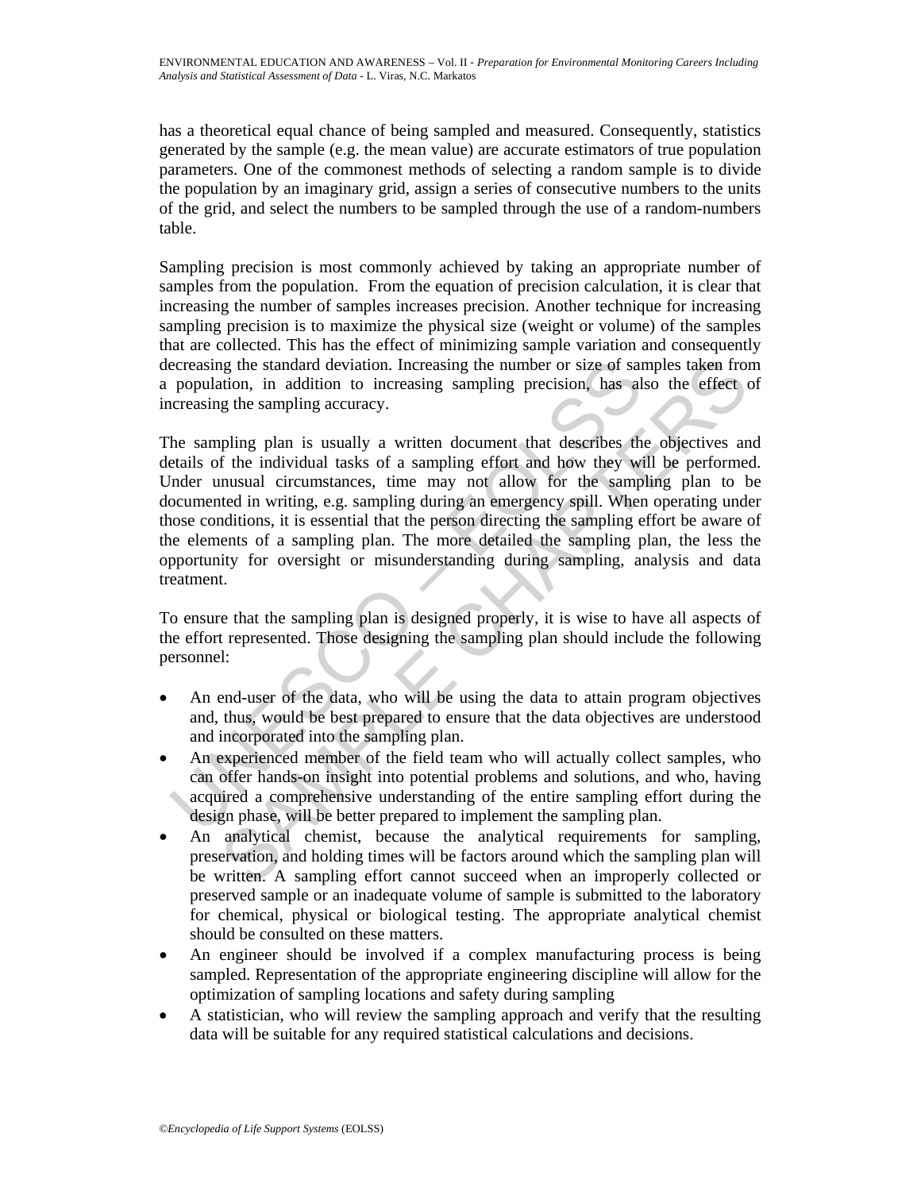has a theoretical equal chance of being sampled and measured. Consequently, statistics generated by the sample (e.g. the mean value) are accurate estimators of true population parameters. One of the commonest methods of selecting a random sample is to divide the population by an imaginary grid, assign a series of consecutive numbers to the units of the grid, and select the numbers to be sampled through the use of a random-numbers table.

Sampling precision is most commonly achieved by taking an appropriate number of samples from the population. From the equation of precision calculation, it is clear that increasing the number of samples increases precision. Another technique for increasing sampling precision is to maximize the physical size (weight or volume) of the samples that are collected. This has the effect of minimizing sample variation and consequently decreasing the standard deviation. Increasing the number or size of samples taken from a population, in addition to increasing sampling precision, has also the effect of increasing the sampling accuracy.

The sampling plan is usually a written document that describes the objectives and details of the individual tasks of a sampling effort and how they will be performed. Under unusual circumstances, time may not allow for the sampling plan to be documented in writing, e.g. sampling during an emergency spill. When operating under those conditions, it is essential that the person directing the sampling effort be aware of the elements of a sampling plan. The more detailed the sampling plan, the less the opportunity for oversight or misunderstanding during sampling, analysis and data treatment.

To ensure that the sampling plan is designed properly, it is wise to have all aspects of the effort represented. Those designing the sampling plan should include the following personnel:

- An end-user of the data, who will be using the data to attain program objectives and, thus, would be best prepared to ensure that the data objectives are understood and incorporated into the sampling plan.
- An experienced member of the field team who will actually collect samples, who can offer hands-on insight into potential problems and solutions, and who, having acquired a comprehensive understanding of the entire sampling effort during the design phase, will be better prepared to implement the sampling plan.
- An analytical chemist, because the analytical requirements for sampling, preservation, and holding times will be factors around which the sampling plan will be written. A sampling effort cannot succeed when an improperly collected or preserved sample or an inadequate volume of sample is submitted to the laboratory for chemical, physical or biological testing. The appropriate analytical chemist should be consulted on these matters.
- An engineer should be involved if a complex manufacturing process is being sampled. Representation of the appropriate engineering discipline will allow for the optimization of sampling locations and safety during sampling
- A statistician, who will review the sampling approach and verify that the resulting data will be suitable for any required statistical calculations and decisions.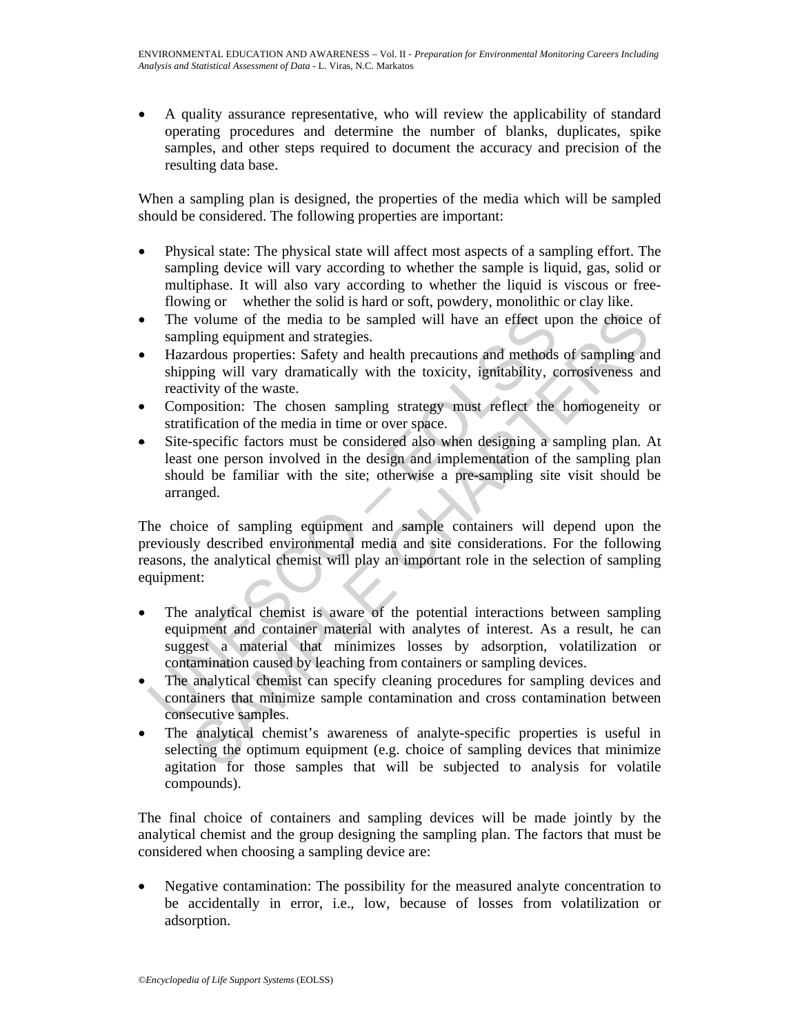- A quality assurance representative, who will review the applicability of standard operating procedures and determine the number of blanks, duplicates, spike samples, and other steps required to document the accuracy and precision of the resulting data base.

When a sampling plan is designed, the properties of the media which will be sampled should be considered. The following properties are important:

- Physical state: The physical state will affect most aspects of a sampling effort. The sampling device will vary according to whether the sample is liquid, gas, solid or multiphase. It will also vary according to whether the liquid is viscous or free-flowing or whether the solid is hard or soft, powdery, monolithic or clay like.
- The volume of the media to be sampled will have an effect upon the choice of sampling equipment and strategies.
- Hazardous properties: Safety and health precautions and methods of sampling and shipping will vary dramatically with the toxicity, ignitability, corrosiveness and reactivity of the waste.
- Composition: The chosen sampling strategy must reflect the homogeneity or stratification of the media in time or over space.
- Site-specific factors must be considered also when designing a sampling plan. At least one person involved in the design and implementation of the sampling plan should be familiar with the site; otherwise a pre-sampling site visit should be arranged.

The choice of sampling equipment and sample containers will depend upon the previously described environmental media and site considerations. For the following reasons, the analytical chemist will play an important role in the selection of sampling equipment:

- The analytical chemist is aware of the potential interactions between sampling equipment and container material with analytes of interest. As a result, he can suggest a material that minimizes losses by adsorption, volatilization or contamination caused by leaching from containers or sampling devices.
- The analytical chemist can specify cleaning procedures for sampling devices and containers that minimize sample contamination and cross contamination between consecutive samples.
- The analytical chemist's awareness of analyte-specific properties is useful in selecting the optimum equipment (e.g. choice of sampling devices that minimize agitation for those samples that will be subjected to analysis for volatile compounds).

The final choice of containers and sampling devices will be made jointly by the analytical chemist and the group designing the sampling plan. The factors that must be considered when choosing a sampling device are:

- Negative contamination: The possibility for the measured analyte concentration to be accidentally in error, i.e., low, because of losses from volatilization or adsorption.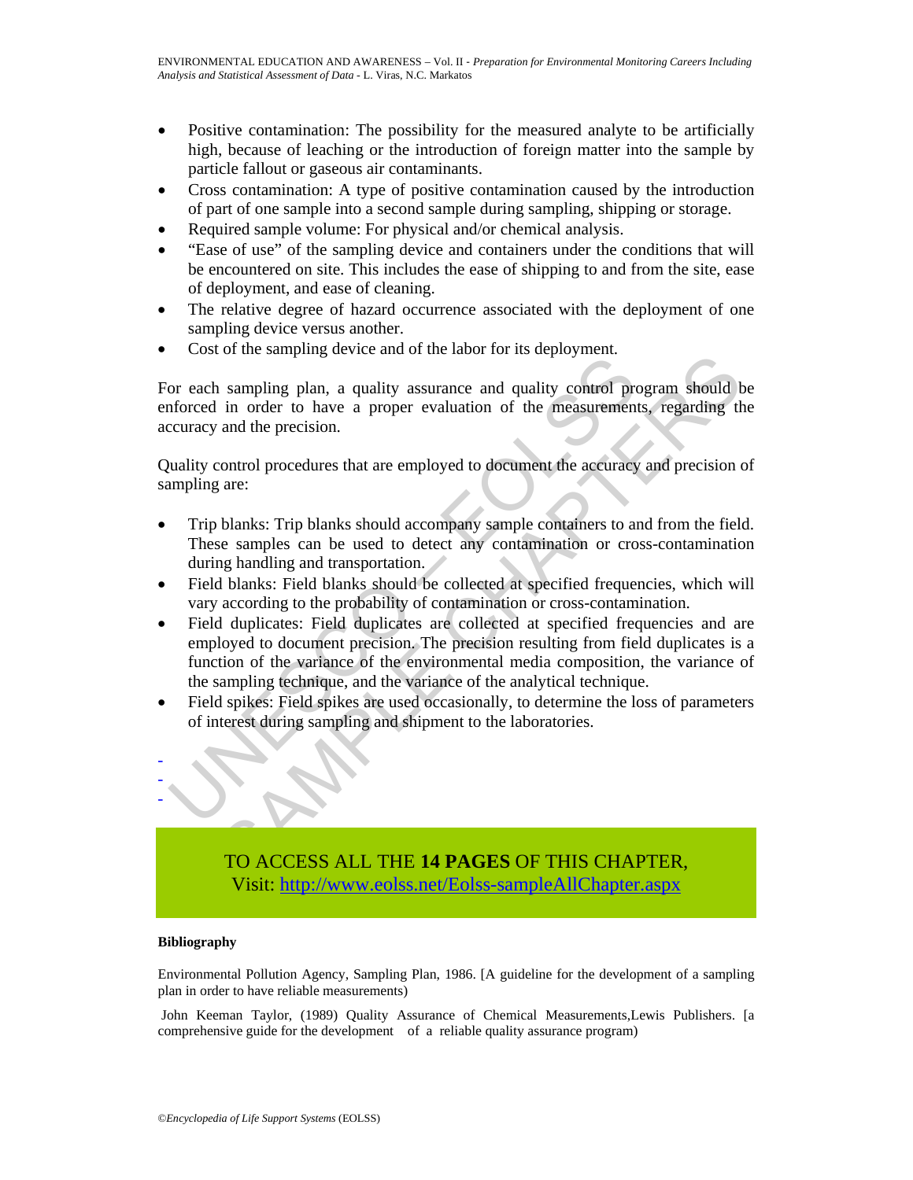- Positive contamination: The possibility for the measured analyte to be artificially high, because of leaching or the introduction of foreign matter into the sample by particle fallout or gaseous air contaminants.
- Cross contamination: A type of positive contamination caused by the introduction of part of one sample into a second sample during sampling, shipping or storage.
- Required sample volume: For physical and/or chemical analysis.
- "Ease of use" of the sampling device and containers under the conditions that will be encountered on site. This includes the ease of shipping to and from the site, ease of deployment, and ease of cleaning.
- The relative degree of hazard occurrence associated with the deployment of one sampling device versus another.
- Cost of the sampling device and of the labor for its deployment.

For each sampling plan, a quality assurance and quality control program should be enforced in order to have a proper evaluation of the measurements, regarding the accuracy and the precision.

Quality control procedures that are employed to document the accuracy and precision of sampling are:

- Trip blanks: Trip blanks should accompany sample containers to and from the field. These samples can be used to detect any contamination or cross-contamination during handling and transportation.
- Field blanks: Field blanks should be collected at specified frequencies, which will vary according to the probability of contamination or cross-contamination.
- Field duplicates: Field duplicates are collected at specified frequencies and are employed to document precision. The precision resulting from field duplicates is a function of the variance of the environmental media composition, the variance of the sampling technique, and the variance of the analytical technique.
- Field spikes: Field spikes are used occasionally, to determine the loss of parameters of interest during sampling and shipment to the laboratories.

-
-
-

TO ACCESS ALL THE **14 PAGES** OF THIS CHAPTER,
Visit: http://www.eolss.net/Eolss-sampleAllChapter.aspx

**Bibliography**

Environmental Pollution Agency, Sampling Plan, 1986. [A guideline for the development of a sampling plan in order to have reliable measurements)

John Keeman Taylor, (1989) Quality Assurance of Chemical Measurements,Lewis Publishers. [a comprehensive guide for the development of a reliable quality assurance program)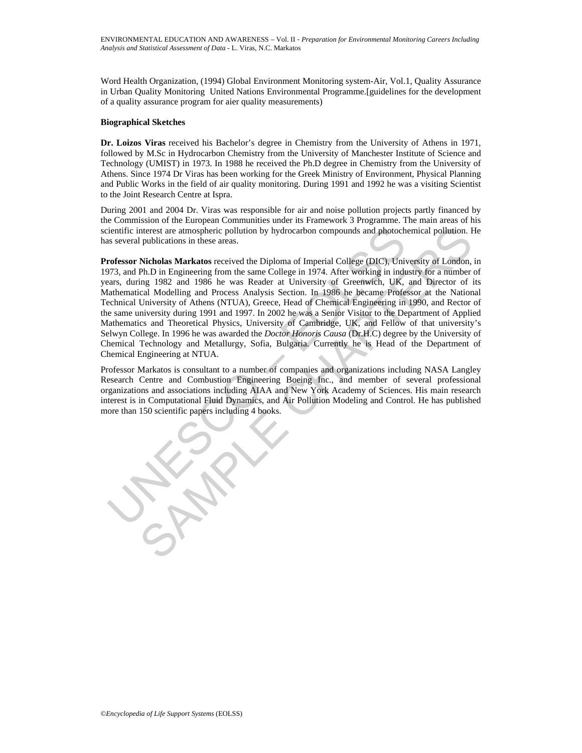Word Health Organization, (1994) Global Environment Monitoring system-Air, Vol.1, Quality Assurance in Urban Quality Monitoring United Nations Environmental Programme.[guidelines for the development of a quality assurance program for aier quality measurements)

**Biographical Sketches**

**Dr. Loizos Viras** received his Bachelor's degree in Chemistry from the University of Athens in 1971, followed by M.Sc in Hydrocarbon Chemistry from the University of Manchester Institute of Science and Technology (UMIST) in 1973. In 1988 he received the Ph.D degree in Chemistry from the University of Athens. Since 1974 Dr Viras has been working for the Greek Ministry of Environment, Physical Planning and Public Works in the field of air quality monitoring. During 1991 and 1992 he was a visiting Scientist to the Joint Research Centre at Ispra.

During 2001 and 2004 Dr. Viras was responsible for air and noise pollution projects partly financed by the Commission of the European Communities under its Framework 3 Programme. The main areas of his scientific interest are atmospheric pollution by hydrocarbon compounds and photochemical pollution. He has several publications in these areas.

**Professor Nicholas Markatos** received the Diploma of Imperial College (DIC), University of London, in 1973, and Ph.D in Engineering from the same College in 1974. After working in industry for a number of years, during 1982 and 1986 he was Reader at University of Greenwich, UK, and Director of its Mathematical Modelling and Process Analysis Section. In 1986 he became Professor at the National Technical University of Athens (NTUA), Greece, Head of Chemical Engineering in 1990, and Rector of the same university during 1991 and 1997. In 2002 he was a Senior Visitor to the Department of Applied Mathematics and Theoretical Physics, University of Cambridge, UK, and Fellow of that university's Selwyn College. In 1996 he was awarded the *Doctor Honoris Causa* (Dr.H.C) degree by the University of Chemical Technology and Metallurgy, Sofia, Bulgaria. Currently he is Head of the Department of Chemical Engineering at NTUA.

Professor Markatos is consultant to a number of companies and organizations including NASA Langley Research Centre and Combustion Engineering Boeing Inc., and member of several professional organizations and associations including AIAA and New York Academy of Sciences. His main research interest is in Computational Fluid Dynamics, and Air Pollution Modeling and Control. He has published more than 150 scientific papers including 4 books.